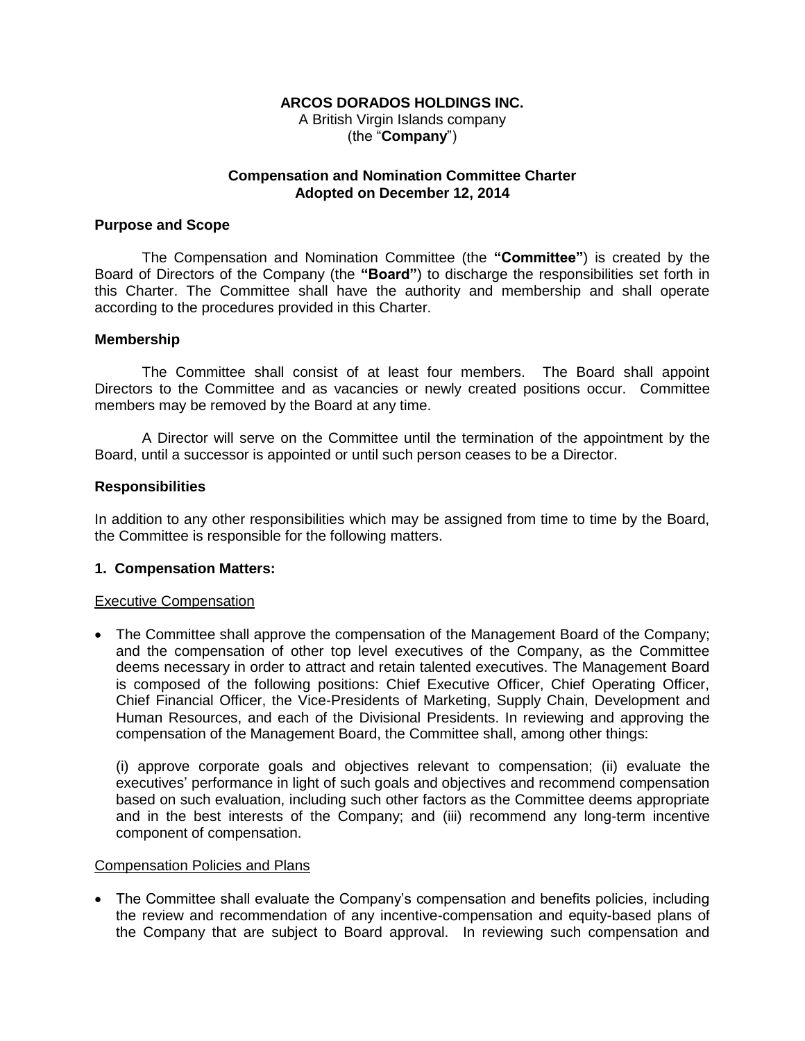**ARCOS DORADOS HOLDINGS INC.**
A British Virgin Islands company
(the "**Company**")

**Compensation and Nomination Committee Charter**
**Adopted on December 12, 2014**

**Purpose and Scope**

The Compensation and Nomination Committee (the **"Committee"**) is created by the Board of Directors of the Company (the **"Board"**) to discharge the responsibilities set forth in this Charter. The Committee shall have the authority and membership and shall operate according to the procedures provided in this Charter.

**Membership**

The Committee shall consist of at least four members. The Board shall appoint Directors to the Committee and as vacancies or newly created positions occur. Committee members may be removed by the Board at any time.

A Director will serve on the Committee until the termination of the appointment by the Board, until a successor is appointed or until such person ceases to be a Director.

**Responsibilities**

In addition to any other responsibilities which may be assigned from time to time by the Board, the Committee is responsible for the following matters.

**1. Compensation Matters:**

<u>Executive Compensation</u>

- The Committee shall approve the compensation of the Management Board of the Company; and the compensation of other top level executives of the Company, as the Committee deems necessary in order to attract and retain talented executives. The Management Board is composed of the following positions: Chief Executive Officer, Chief Operating Officer, Chief Financial Officer, the Vice-Presidents of Marketing, Supply Chain, Development and Human Resources, and each of the Divisional Presidents. In reviewing and approving the compensation of the Management Board, the Committee shall, among other things:

  (i) approve corporate goals and objectives relevant to compensation; (ii) evaluate the executives' performance in light of such goals and objectives and recommend compensation based on such evaluation, including such other factors as the Committee deems appropriate and in the best interests of the Company; and (iii) recommend any long-term incentive component of compensation.

<u>Compensation Policies and Plans</u>

- The Committee shall evaluate the Company's compensation and benefits policies, including the review and recommendation of any incentive-compensation and equity-based plans of the Company that are subject to Board approval. In reviewing such compensation and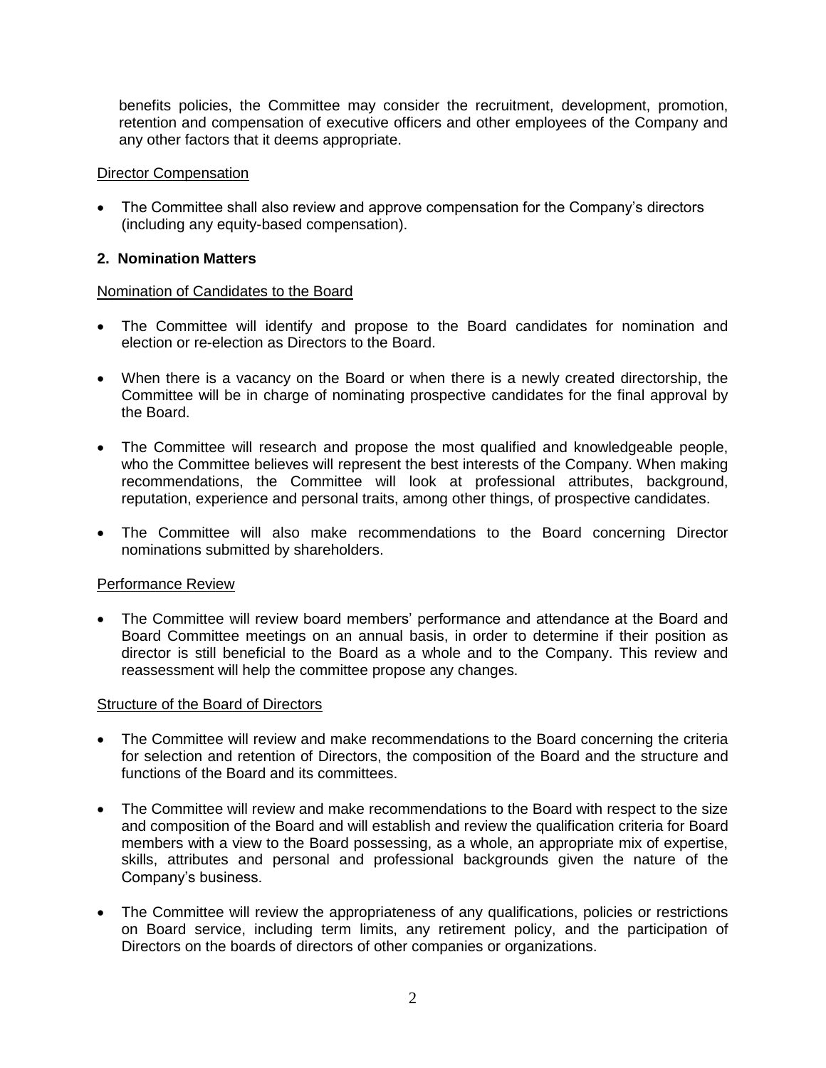benefits policies, the Committee may consider the recruitment, development, promotion, retention and compensation of executive officers and other employees of the Company and any other factors that it deems appropriate.

Director Compensation

- The Committee shall also review and approve compensation for the Company's directors (including any equity-based compensation).

**2. Nomination Matters**

Nomination of Candidates to the Board

- The Committee will identify and propose to the Board candidates for nomination and election or re-election as Directors to the Board.
- When there is a vacancy on the Board or when there is a newly created directorship, the Committee will be in charge of nominating prospective candidates for the final approval by the Board.
- The Committee will research and propose the most qualified and knowledgeable people, who the Committee believes will represent the best interests of the Company. When making recommendations, the Committee will look at professional attributes, background, reputation, experience and personal traits, among other things, of prospective candidates.
- The Committee will also make recommendations to the Board concerning Director nominations submitted by shareholders.

Performance Review

- The Committee will review board members' performance and attendance at the Board and Board Committee meetings on an annual basis, in order to determine if their position as director is still beneficial to the Board as a whole and to the Company. This review and reassessment will help the committee propose any changes.

Structure of the Board of Directors

- The Committee will review and make recommendations to the Board concerning the criteria for selection and retention of Directors, the composition of the Board and the structure and functions of the Board and its committees.
- The Committee will review and make recommendations to the Board with respect to the size and composition of the Board and will establish and review the qualification criteria for Board members with a view to the Board possessing, as a whole, an appropriate mix of expertise, skills, attributes and personal and professional backgrounds given the nature of the Company's business.
- The Committee will review the appropriateness of any qualifications, policies or restrictions on Board service, including term limits, any retirement policy, and the participation of Directors on the boards of directors of other companies or organizations.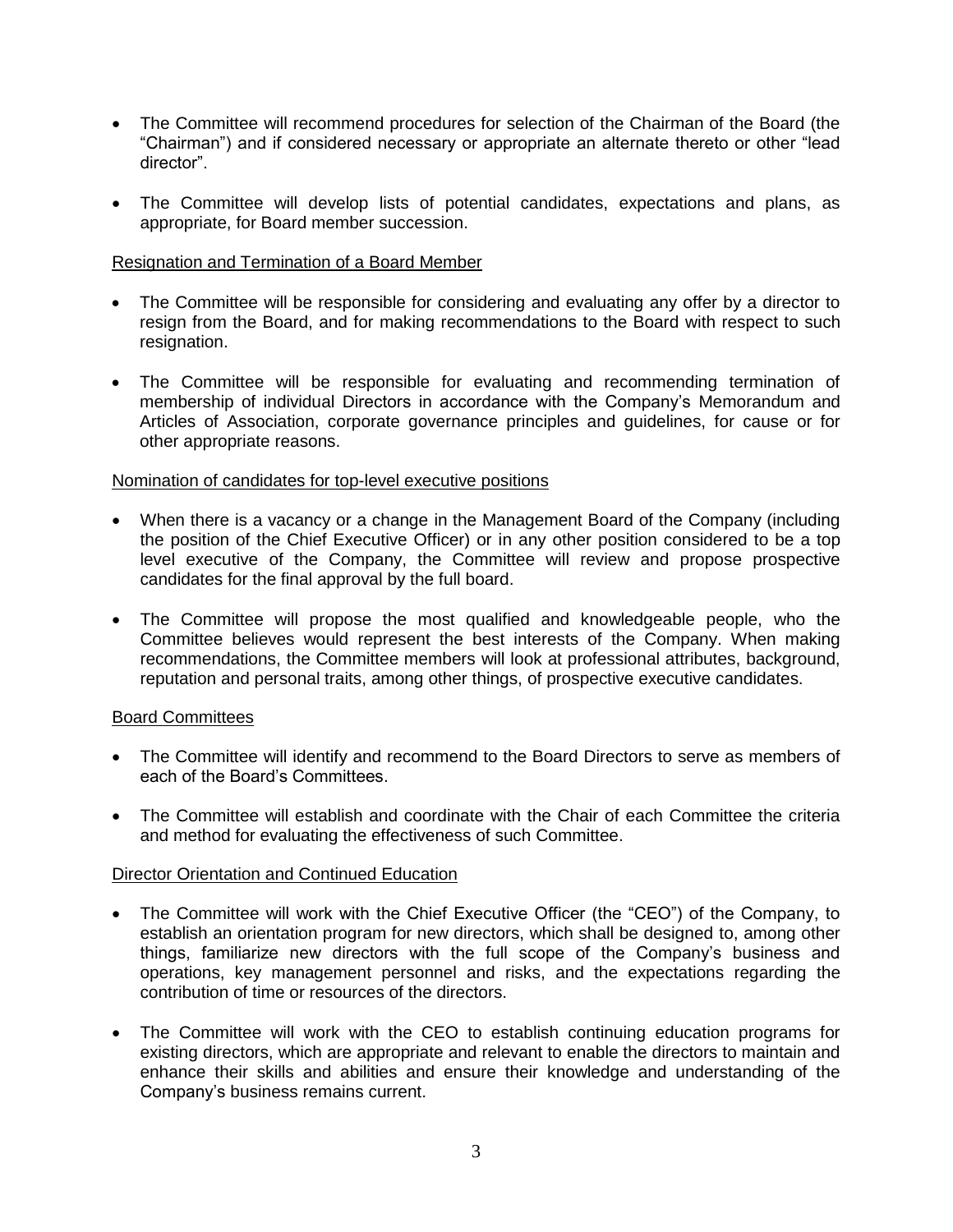- The Committee will recommend procedures for selection of the Chairman of the Board (the "Chairman") and if considered necessary or appropriate an alternate thereto or other "lead director".

- The Committee will develop lists of potential candidates, expectations and plans, as appropriate, for Board member succession.

Resignation and Termination of a Board Member

- The Committee will be responsible for considering and evaluating any offer by a director to resign from the Board, and for making recommendations to the Board with respect to such resignation.

- The Committee will be responsible for evaluating and recommending termination of membership of individual Directors in accordance with the Company's Memorandum and Articles of Association, corporate governance principles and guidelines, for cause or for other appropriate reasons.

Nomination of candidates for top-level executive positions

- When there is a vacancy or a change in the Management Board of the Company (including the position of the Chief Executive Officer) or in any other position considered to be a top level executive of the Company, the Committee will review and propose prospective candidates for the final approval by the full board.

- The Committee will propose the most qualified and knowledgeable people, who the Committee believes would represent the best interests of the Company. When making recommendations, the Committee members will look at professional attributes, background, reputation and personal traits, among other things, of prospective executive candidates.

Board Committees

- The Committee will identify and recommend to the Board Directors to serve as members of each of the Board's Committees.

- The Committee will establish and coordinate with the Chair of each Committee the criteria and method for evaluating the effectiveness of such Committee.

Director Orientation and Continued Education

- The Committee will work with the Chief Executive Officer (the "CEO") of the Company, to establish an orientation program for new directors, which shall be designed to, among other things, familiarize new directors with the full scope of the Company's business and operations, key management personnel and risks, and the expectations regarding the contribution of time or resources of the directors.

- The Committee will work with the CEO to establish continuing education programs for existing directors, which are appropriate and relevant to enable the directors to maintain and enhance their skills and abilities and ensure their knowledge and understanding of the Company's business remains current.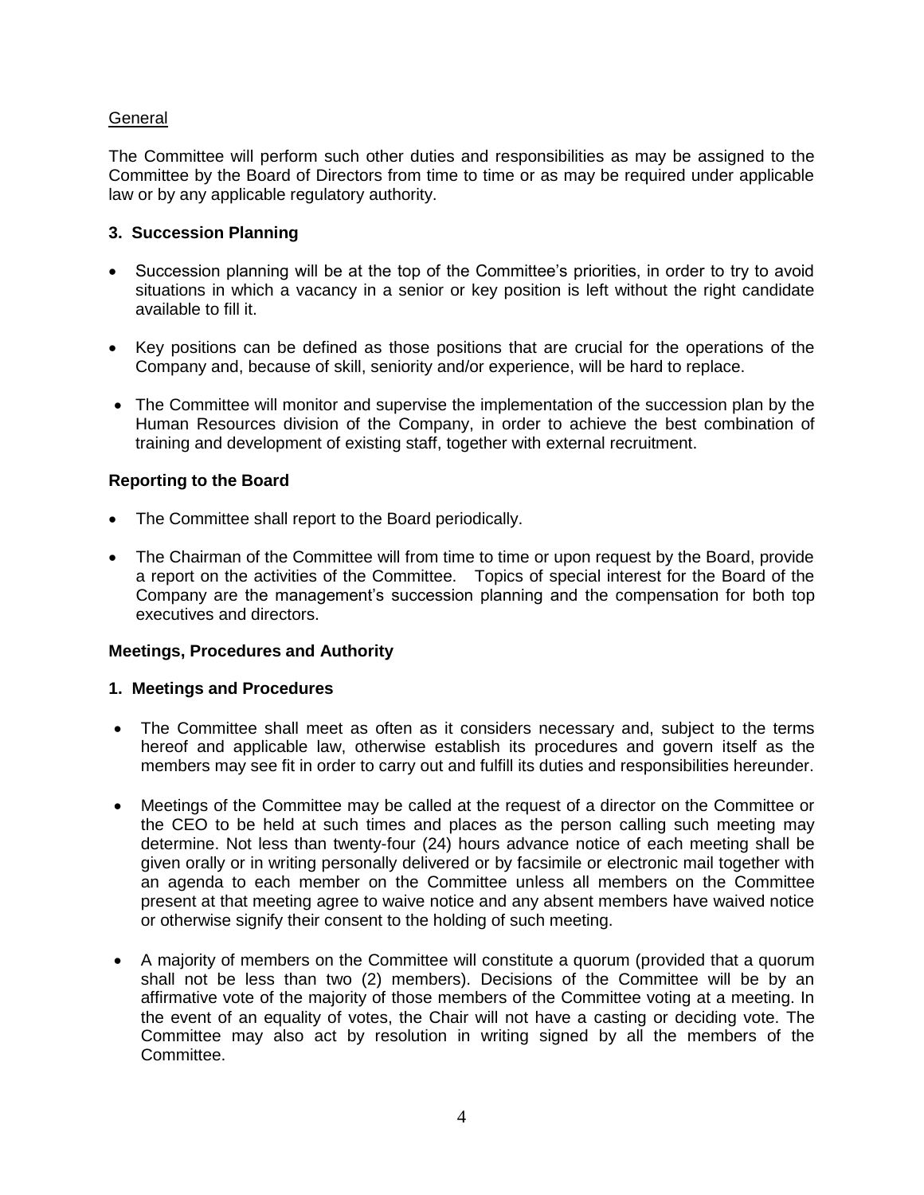General

The Committee will perform such other duties and responsibilities as may be assigned to the Committee by the Board of Directors from time to time or as may be required under applicable law or by any applicable regulatory authority.

### 3. Succession Planning

- Succession planning will be at the top of the Committee's priorities, in order to try to avoid situations in which a vacancy in a senior or key position is left without the right candidate available to fill it.
- Key positions can be defined as those positions that are crucial for the operations of the Company and, because of skill, seniority and/or experience, will be hard to replace.
- The Committee will monitor and supervise the implementation of the succession plan by the Human Resources division of the Company, in order to achieve the best combination of training and development of existing staff, together with external recruitment.

## Reporting to the Board

- The Committee shall report to the Board periodically.
- The Chairman of the Committee will from time to time or upon request by the Board, provide a report on the activities of the Committee. Topics of special interest for the Board of the Company are the management's succession planning and the compensation for both top executives and directors.

## Meetings, Procedures and Authority

### 1. Meetings and Procedures

- The Committee shall meet as often as it considers necessary and, subject to the terms hereof and applicable law, otherwise establish its procedures and govern itself as the members may see fit in order to carry out and fulfill its duties and responsibilities hereunder.
- Meetings of the Committee may be called at the request of a director on the Committee or the CEO to be held at such times and places as the person calling such meeting may determine. Not less than twenty-four (24) hours advance notice of each meeting shall be given orally or in writing personally delivered or by facsimile or electronic mail together with an agenda to each member on the Committee unless all members on the Committee present at that meeting agree to waive notice and any absent members have waived notice or otherwise signify their consent to the holding of such meeting.
- A majority of members on the Committee will constitute a quorum (provided that a quorum shall not be less than two (2) members). Decisions of the Committee will be by an affirmative vote of the majority of those members of the Committee voting at a meeting. In the event of an equality of votes, the Chair will not have a casting or deciding vote. The Committee may also act by resolution in writing signed by all the members of the Committee.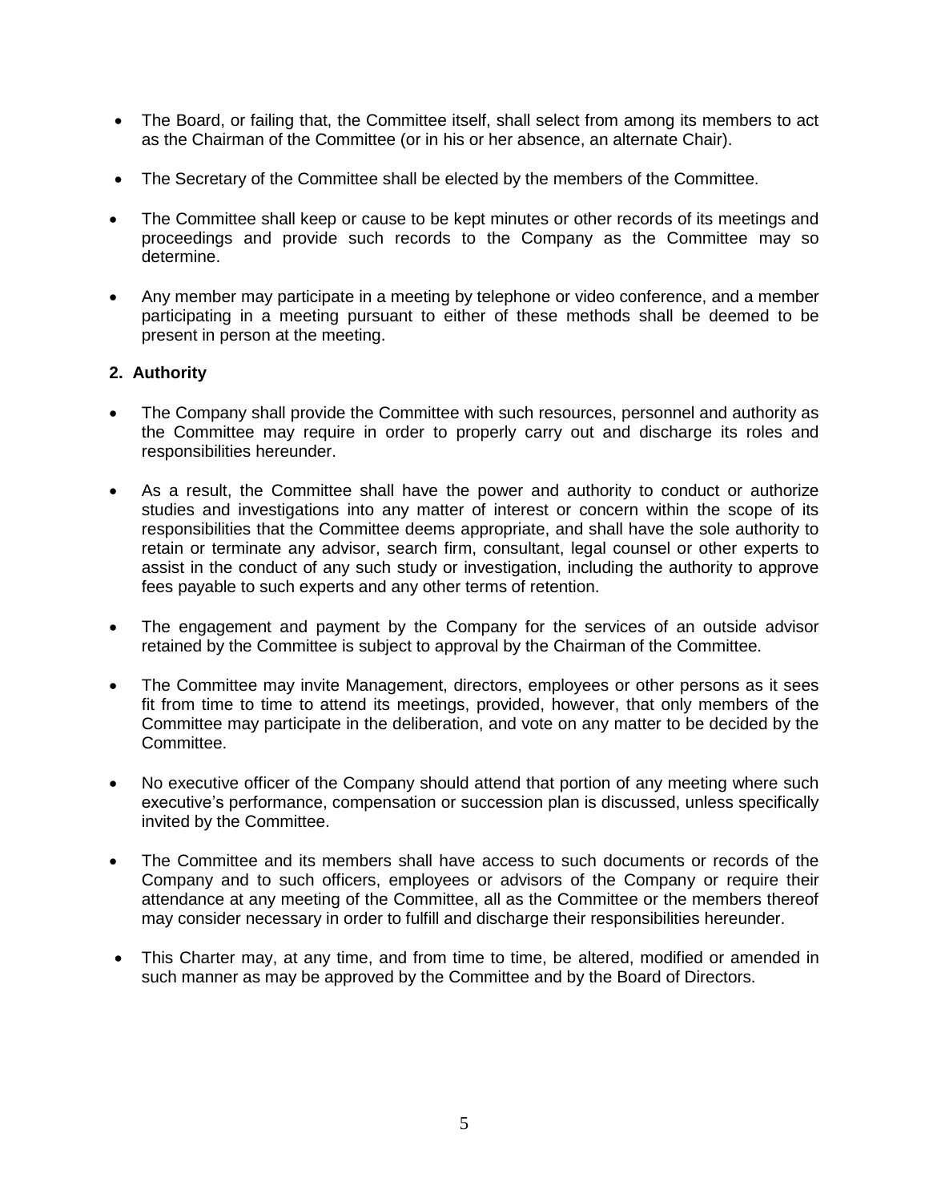- The Board, or failing that, the Committee itself, shall select from among its members to act as the Chairman of the Committee (or in his or her absence, an alternate Chair).

- The Secretary of the Committee shall be elected by the members of the Committee.

- The Committee shall keep or cause to be kept minutes or other records of its meetings and proceedings and provide such records to the Company as the Committee may so determine.

- Any member may participate in a meeting by telephone or video conference, and a member participating in a meeting pursuant to either of these methods shall be deemed to be present in person at the meeting.

**2. Authority**

- The Company shall provide the Committee with such resources, personnel and authority as the Committee may require in order to properly carry out and discharge its roles and responsibilities hereunder.

- As a result, the Committee shall have the power and authority to conduct or authorize studies and investigations into any matter of interest or concern within the scope of its responsibilities that the Committee deems appropriate, and shall have the sole authority to retain or terminate any advisor, search firm, consultant, legal counsel or other experts to assist in the conduct of any such study or investigation, including the authority to approve fees payable to such experts and any other terms of retention.

- The engagement and payment by the Company for the services of an outside advisor retained by the Committee is subject to approval by the Chairman of the Committee.

- The Committee may invite Management, directors, employees or other persons as it sees fit from time to time to attend its meetings, provided, however, that only members of the Committee may participate in the deliberation, and vote on any matter to be decided by the Committee.

- No executive officer of the Company should attend that portion of any meeting where such executive's performance, compensation or succession plan is discussed, unless specifically invited by the Committee.

- The Committee and its members shall have access to such documents or records of the Company and to such officers, employees or advisors of the Company or require their attendance at any meeting of the Committee, all as the Committee or the members thereof may consider necessary in order to fulfill and discharge their responsibilities hereunder.

- This Charter may, at any time, and from time to time, be altered, modified or amended in such manner as may be approved by the Committee and by the Board of Directors.